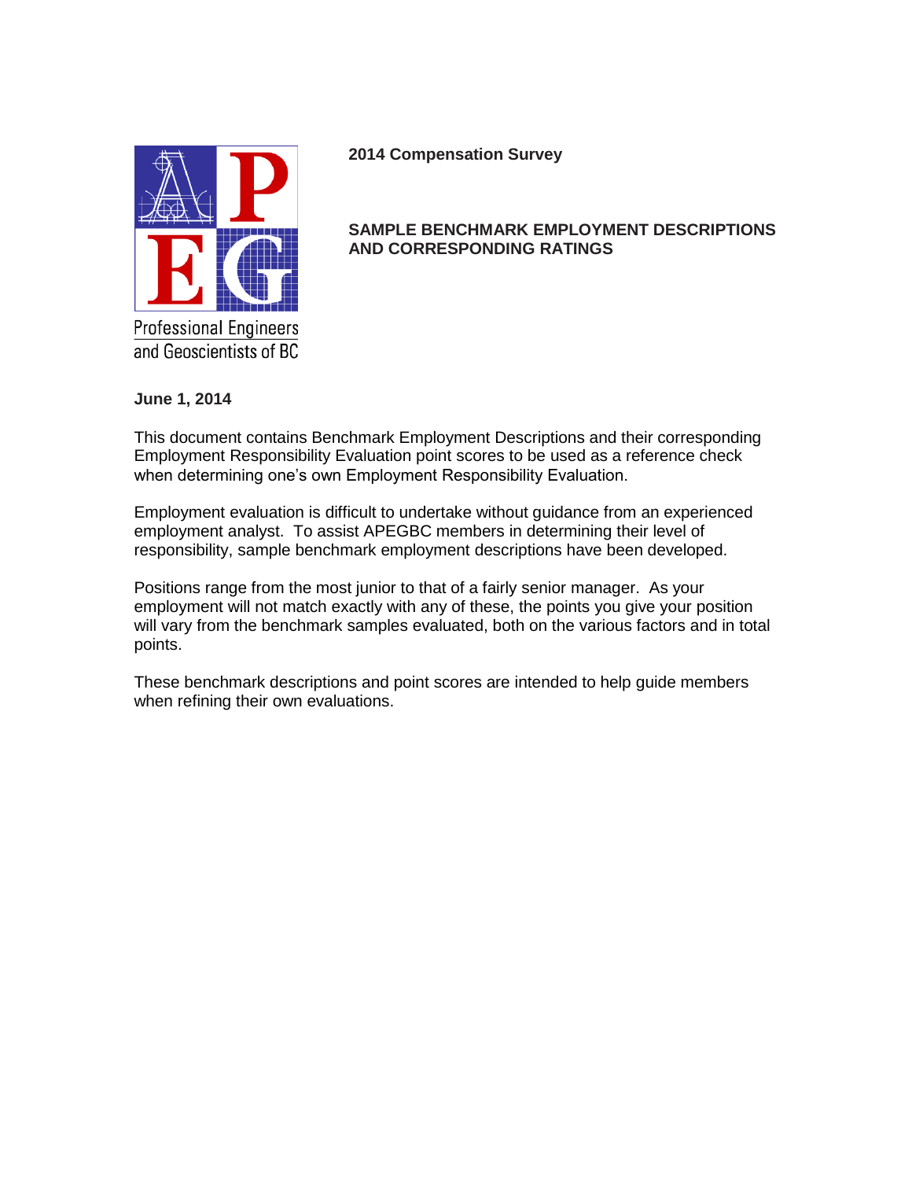Professional Engineers and Geoscientists of BC

**2014 Compensation Survey**

## SAMPLE BENCHMARK EMPLOYMENT DESCRIPTIONS AND CORRESPONDING RATINGS

**June 1, 2014**

This document contains Benchmark Employment Descriptions and their corresponding Employment Responsibility Evaluation point scores to be used as a reference check when determining one's own Employment Responsibility Evaluation.

Employment evaluation is difficult to undertake without guidance from an experienced employment analyst. To assist APEGBC members in determining their level of responsibility, sample benchmark employment descriptions have been developed.

Positions range from the most junior to that of a fairly senior manager. As your employment will not match exactly with any of these, the points you give your position will vary from the benchmark samples evaluated, both on the various factors and in total points.

These benchmark descriptions and point scores are intended to help guide members when refining their own evaluations.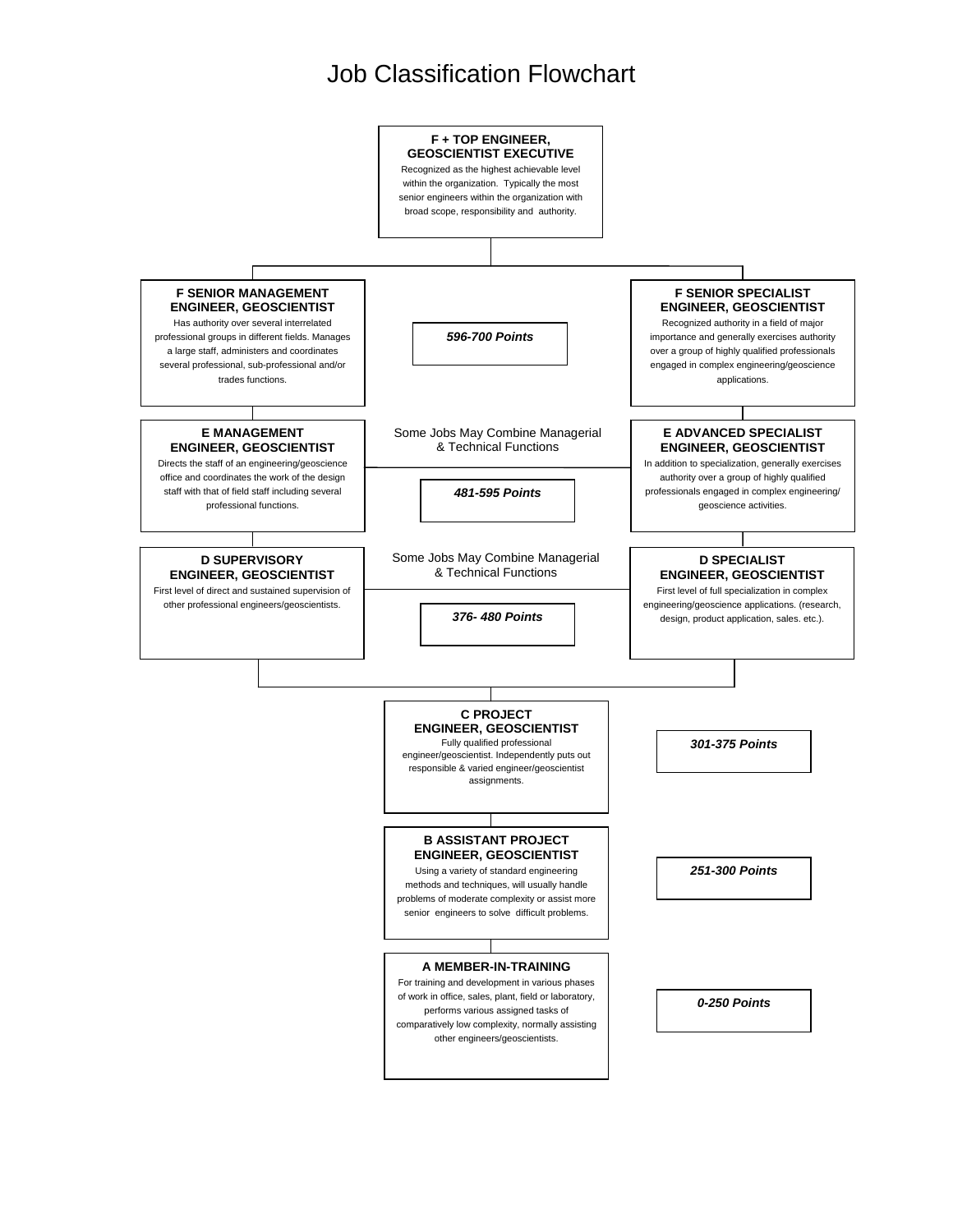# Job Classification Flowchart

**F + TOP ENGINEER, GEOSCIENTIST EXECUTIVE**

Recognized as the highest achievable level within the organization. Typically the most senior engineers within the organization with broad scope, responsibility and authority.

**F SENIOR MANAGEMENT ENGINEER, GEOSCIENTIST**

Has authority over several interrelated professional groups in different fields. Manages a large staff, administers and coordinates several professional, sub-professional and/or trades functions.

***596-700 Points***

**F SENIOR SPECIALIST ENGINEER, GEOSCIENTIST**

Recognized authority in a field of major importance and generally exercises authority over a group of highly qualified professionals engaged in complex engineering/geoscience applications.

**E MANAGEMENT ENGINEER, GEOSCIENTIST**

Directs the staff of an engineering/geoscience office and coordinates the work of the design staff with that of field staff including several professional functions.

Some Jobs May Combine Managerial & Technical Functions

***481-595 Points***

**E ADVANCED SPECIALIST ENGINEER, GEOSCIENTIST**

In addition to specialization, generally exercises authority over a group of highly qualified professionals engaged in complex engineering/ geoscience activities.

**D SUPERVISORY ENGINEER, GEOSCIENTIST**

First level of direct and sustained supervision of other professional engineers/geoscientists.

Some Jobs May Combine Managerial & Technical Functions

***376- 480 Points***

**D SPECIALIST ENGINEER, GEOSCIENTIST**

First level of full specialization in complex engineering/geoscience applications. (research, design, product application, sales. etc.).

**C PROJECT ENGINEER, GEOSCIENTIST**

Fully qualified professional engineer/geoscientist. Independently puts out responsible & varied engineer/geoscientist assignments.

***301-375 Points***

**B ASSISTANT PROJECT ENGINEER, GEOSCIENTIST**

Using a variety of standard engineering methods and techniques, will usually handle problems of moderate complexity or assist more senior engineers to solve difficult problems.

***251-300 Points***

**A MEMBER-IN-TRAINING**

For training and development in various phases of work in office, sales, plant, field or laboratory, performs various assigned tasks of comparatively low complexity, normally assisting other engineers/geoscientists.

***0-250 Points***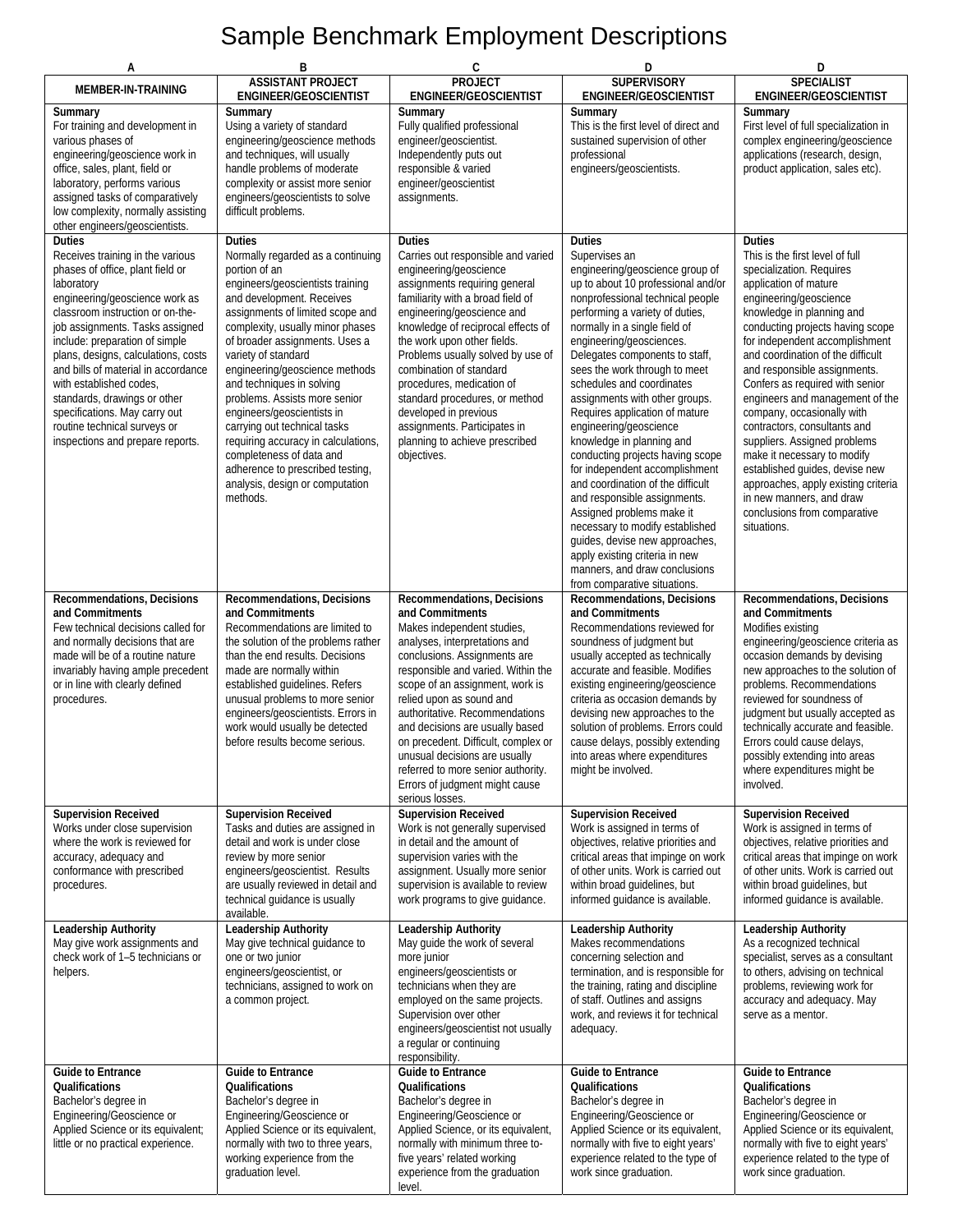# Sample Benchmark Employment Descriptions

| A | B | C | D | D |
|---|---|---|---|---|
| **MEMBER-IN-TRAINING** | **ASSISTANT PROJECT ENGINEER/GEOSCIENTIST** | **PROJECT ENGINEER/GEOSCIENTIST** | **SUPERVISORY ENGINEER/GEOSCIENTIST** | **SPECIALIST ENGINEER/GEOSCIENTIST** |
| **Summary**<br>For training and development in various phases of engineering/geoscience work in office, sales, plant, field or laboratory, performs various assigned tasks of comparatively low complexity, normally assisting other engineers/geoscientists. | **Summary**<br>Using a variety of standard engineering/geoscience methods and techniques, will usually handle problems of moderate complexity or assist more senior engineers/geoscientists to solve difficult problems. | **Summary**<br>Fully qualified professional engineer/geoscientist. Independently puts out responsible & varied engineer/geoscientist assignments. | **Summary**<br>This is the first level of direct and sustained supervision of other professional engineers/geoscientists. | **Summary**<br>First level of full specialization in complex engineering/geoscience applications (research, design, product application, sales etc). |
| **Duties**<br>Receives training in the various phases of office, plant field or laboratory engineering/geoscience work as classroom instruction or on-the-job assignments. Tasks assigned include: preparation of simple plans, designs, calculations, costs and bills of material in accordance with established codes, standards, drawings or other specifications. May carry out routine technical surveys or inspections and prepare reports. | **Duties**<br>Normally regarded as a continuing portion of an engineers/geoscientists training and development. Receives assignments of limited scope and complexity, usually minor phases of broader assignments. Uses a variety of standard engineering/geoscience methods and techniques in solving problems. Assists more senior engineers/geoscientists in carrying out technical tasks requiring accuracy in calculations, completeness of data and adherence to prescribed testing, analysis, design or computation methods. | **Duties**<br>Carries out responsible and varied engineering/geoscience assignments requiring general familiarity with a broad field of engineering/geoscience and knowledge of reciprocal effects of the work upon other fields. Problems usually solved by use of combination of standard procedures, medication of standard procedures, or method developed in previous assignments. Participates in planning to achieve prescribed objectives. | **Duties**<br>Supervises an engineering/geoscience group of up to about 10 professional and/or nonprofessional technical people performing a variety of duties, normally in a single field of engineering/geosciences. Delegates components to staff, sees the work through to meet schedules and coordinates assignments with other groups. Requires application of mature engineering/geoscience knowledge in planning and conducting projects having scope for independent accomplishment and coordination of the difficult and responsible assignments. Assigned problems make it necessary to modify established guides, devise new approaches, apply existing criteria in new manners, and draw conclusions from comparative situations. | **Duties**<br>This is the first level of full specialization. Requires application of mature engineering/geoscience knowledge in planning and conducting projects having scope for independent accomplishment and coordination of the difficult and responsible assignments. Confers as required with senior engineers and management of the company, occasionally with contractors, consultants and suppliers. Assigned problems make it necessary to modify established guides, devise new approaches, apply existing criteria in new manners, and draw conclusions from comparative situations. |
| **Recommendations, Decisions and Commitments**<br>Few technical decisions called for and normally decisions that are made will be of a routine nature invariably having ample precedent or in line with clearly defined procedures. | **Recommendations, Decisions and Commitments**<br>Recommendations are limited to the solution of the problems rather than the end results. Decisions made are normally within established guidelines. Refers unusual problems to more senior engineers/geoscientists. Errors in work would usually be detected before results become serious. | **Recommendations, Decisions and Commitments**<br>Makes independent studies, analyses, interpretations and conclusions. Assignments are responsible and varied. Within the scope of an assignment, work is relied upon as sound and authoritative. Recommendations and decisions are usually based on precedent. Difficult, complex or unusual decisions are usually referred to more senior authority. Errors of judgment might cause serious losses. | **Recommendations, Decisions and Commitments**<br>Recommendations reviewed for soundness of judgment but usually accepted as technically accurate and feasible. Modifies existing engineering/geoscience criteria as occasion demands by devising new approaches to the solution of problems. Errors could cause delays, possibly extending into areas where expenditures might be involved. | **Recommendations, Decisions and Commitments**<br>Modifies existing engineering/geoscience criteria as occasion demands by devising new approaches to the solution of problems. Recommendations reviewed for soundness of judgment but usually accepted as technically accurate and feasible. Errors could cause delays, possibly extending into areas where expenditures might be involved. |
| **Supervision Received**<br>Works under close supervision where the work is reviewed for accuracy, adequacy and conformance with prescribed procedures. | **Supervision Received**<br>Tasks and duties are assigned in detail and work is under close review by more senior engineers/geoscientist. Results are usually reviewed in detail and technical guidance is usually available. | **Supervision Received**<br>Work is not generally supervised in detail and the amount of supervision varies with the assignment. Usually more senior supervision is available to review work programs to give guidance. | **Supervision Received**<br>Work is assigned in terms of objectives, relative priorities and critical areas that impinge on work of other units. Work is carried out within broad guidelines, but informed guidance is available. | **Supervision Received**<br>Work is assigned in terms of objectives, relative priorities and critical areas that impinge on work of other units. Work is carried out within broad guidelines, but informed guidance is available. |
| **Leadership Authority**<br>May give work assignments and check work of 1–5 technicians or helpers. | **Leadership Authority**<br>May give technical guidance to one or two junior engineers/geoscientist, or technicians, assigned to work on a common project. | **Leadership Authority**<br>May guide the work of several more junior engineers/geoscientists or technicians when they are employed on the same projects. Supervision over other engineers/geoscientist not usually a regular or continuing responsibility. | **Leadership Authority**<br>Makes recommendations concerning selection and termination, and is responsible for the training, rating and discipline of staff. Outlines and assigns work, and reviews it for technical adequacy. | **Leadership Authority**<br>As a recognized technical specialist, serves as a consultant to others, advising on technical problems, reviewing work for accuracy and adequacy. May serve as a mentor. |
| **Guide to Entrance Qualifications**<br>Bachelor's degree in Engineering/Geoscience or Applied Science or its equivalent; little or no practical experience. | **Guide to Entrance Qualifications**<br>Bachelor's degree in Engineering/Geoscience or Applied Science or its equivalent, normally with two to three years, working experience from the graduation level. | **Guide to Entrance Qualifications**<br>Bachelor's degree in Engineering/Geoscience or Applied Science, or its equivalent, normally with minimum three to-five years' related working experience from the graduation level. | **Guide to Entrance Qualifications**<br>Bachelor's degree in Engineering/Geoscience or Applied Science or its equivalent, normally with five to eight years' experience related to the type of work since graduation. | **Guide to Entrance Qualifications**<br>Bachelor's degree in Engineering/Geoscience or Applied Science or its equivalent, normally with five to eight years' experience related to the type of work since graduation. |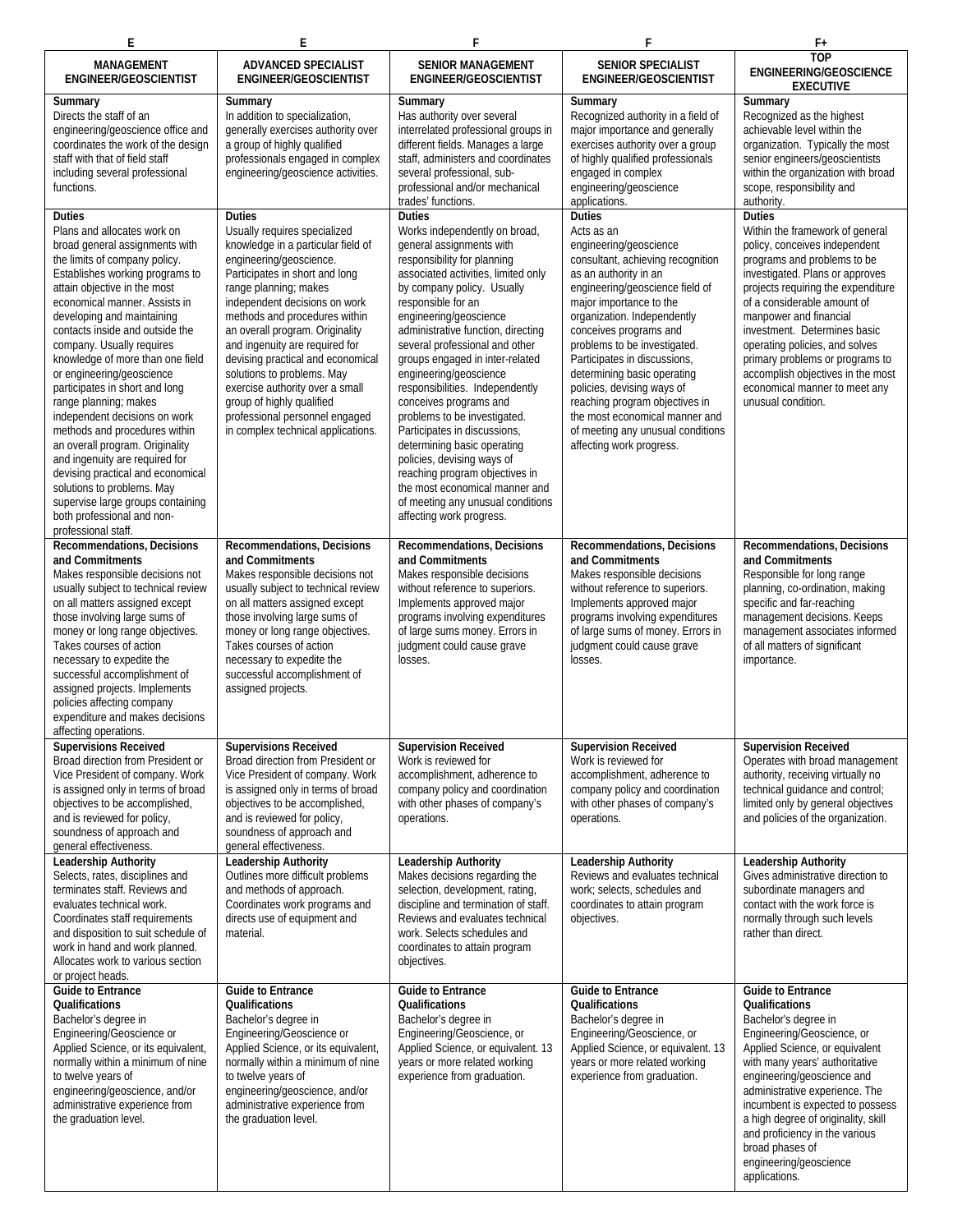| E | E | F | F | F+ |
|---|---|---|---|---|
| **MANAGEMENT ENGINEER/GEOSCIENTIST** | **ADVANCED SPECIALIST ENGINEER/GEOSCIENTIST** | **SENIOR MANAGEMENT ENGINEER/GEOSCIENTIST** | **SENIOR SPECIALIST ENGINEER/GEOSCIENTIST** | **TOP ENGINEERING/GEOSCIENCE EXECUTIVE** |
| **Summary**<br>Directs the staff of an engineering/geoscience office and coordinates the work of the design staff with that of field staff including several professional functions. | **Summary**<br>In addition to specialization, generally exercises authority over a group of highly qualified professionals engaged in complex engineering/geoscience activities. | **Summary**<br>Has authority over several interrelated professional groups in different fields. Manages a large staff, administers and coordinates several professional, sub-professional and/or mechanical trades' functions. | **Summary**<br>Recognized authority in a field of major importance and generally exercises authority over a group of highly qualified professionals engaged in complex engineering/geoscience applications. | **Summary**<br>Recognized as the highest achievable level within the organization. Typically the most senior engineers/geoscientists within the organization with broad scope, responsibility and authority. |
| **Duties**<br>Plans and allocates work on broad general assignments with the limits of company policy. Establishes working programs to attain objective in the most economical manner. Assists in developing and maintaining contacts inside and outside the company. Usually requires knowledge of more than one field or engineering/geoscience participates in short and long range planning; makes independent decisions on work methods and procedures within an overall program. Originality and ingenuity are required for devising practical and economical solutions to problems. May supervise large groups containing both professional and non-professional staff. | **Duties**<br>Usually requires specialized knowledge in a particular field of engineering/geoscience. Participates in short and long range planning; makes independent decisions on work methods and procedures within an overall program. Originality and ingenuity are required for devising practical and economical solutions to problems. May exercise authority over a small group of highly qualified professional personnel engaged in complex technical applications. | **Duties**<br>Works independently on broad, general assignments with responsibility for planning associated activities, limited only by company policy. Usually responsible for an engineering/geoscience administrative function, directing several professional and other groups engaged in inter-related engineering/geoscience responsibilities. Independently conceives programs and problems to be investigated. Participates in discussions, determining basic operating policies, devising ways of reaching program objectives in the most economical manner and of meeting any unusual conditions affecting work progress. | **Duties**<br>Acts as an engineering/geoscience consultant, achieving recognition as an authority in an engineering/geoscience field of major importance to the organization. Independently conceives programs and problems to be investigated. Participates in discussions, determining basic operating policies, devising ways of reaching program objectives in the most economical manner and of meeting any unusual conditions affecting work progress. | **Duties**<br>Within the framework of general policy, conceives independent programs and problems to be investigated. Plans or approves projects requiring the expenditure of a considerable amount of manpower and financial investment. Determines basic operating policies, and solves primary problems or programs to accomplish objectives in the most economical manner to meet any unusual condition. |
| **Recommendations, Decisions and Commitments**<br>Makes responsible decisions not usually subject to technical review on all matters assigned except those involving large sums of money or long range objectives. Takes courses of action necessary to expedite the successful accomplishment of assigned projects. Implements policies affecting company expenditure and makes decisions affecting operations. | **Recommendations, Decisions and Commitments**<br>Makes responsible decisions not usually subject to technical review on all matters assigned except those involving large sums of money or long range objectives. Takes courses of action necessary to expedite the successful accomplishment of assigned projects. | **Recommendations, Decisions and Commitments**<br>Makes responsible decisions without reference to superiors. Implements approved major programs involving expenditures of large sums money. Errors in judgment could cause grave losses. | **Recommendations, Decisions and Commitments**<br>Makes responsible decisions without reference to superiors. Implements approved major programs involving expenditures of large sums of money. Errors in judgment could cause grave losses. | **Recommendations, Decisions and Commitments**<br>Responsible for long range planning, co-ordination, making specific and far-reaching management decisions. Keeps management associates informed of all matters of significant importance. |
| **Supervisions Received**<br>Broad direction from President or Vice President of company. Work is assigned only in terms of broad objectives to be accomplished, and is reviewed for policy, soundness of approach and general effectiveness. | **Supervisions Received**<br>Broad direction from President or Vice President of company. Work is assigned only in terms of broad objectives to be accomplished, and is reviewed for policy, soundness of approach and general effectiveness. | **Supervision Received**<br>Work is reviewed for accomplishment, adherence to company policy and coordination with other phases of company's operations. | **Supervision Received**<br>Work is reviewed for accomplishment, adherence to company policy and coordination with other phases of company's operations. | **Supervision Received**<br>Operates with broad management authority, receiving virtually no technical guidance and control; limited only by general objectives and policies of the organization. |
| **Leadership Authority**<br>Selects, rates, disciplines and terminates staff. Reviews and evaluates technical work. Coordinates staff requirements and disposition to suit schedule of work in hand and work planned. Allocates work to various section or project heads. | **Leadership Authority**<br>Outlines more difficult problems and methods of approach. Coordinates work programs and directs use of equipment and material. | **Leadership Authority**<br>Makes decisions regarding the selection, development, rating, discipline and termination of staff. Reviews and evaluates technical work. Selects schedules and coordinates to attain program objectives. | **Leadership Authority**<br>Reviews and evaluates technical work; selects, schedules and coordinates to attain program objectives. | **Leadership Authority**<br>Gives administrative direction to subordinate managers and contact with the work force is normally through such levels rather than direct. |
| **Guide to Entrance Qualifications**<br>Bachelor's degree in Engineering/Geoscience or Applied Science, or its equivalent, normally within a minimum of nine to twelve years of engineering/geoscience, and/or administrative experience from the graduation level. | **Guide to Entrance Qualifications**<br>Bachelor's degree in Engineering/Geoscience or Applied Science, or its equivalent, normally within a minimum of nine to twelve years of engineering/geoscience, and/or administrative experience from the graduation level. | **Guide to Entrance Qualifications**<br>Bachelor's degree in Engineering/Geoscience, or Applied Science, or equivalent. 13 years or more related working experience from graduation. | **Guide to Entrance Qualifications**<br>Bachelor's degree in Engineering/Geoscience, or Applied Science, or equivalent. 13 years or more related working experience from graduation. | **Guide to Entrance Qualifications**<br>Bachelor's degree in Engineering/Geoscience, or Applied Science, or equivalent with many years' authoritative engineering/geoscience and administrative experience. The incumbent is expected to possess a high degree of originality, skill and proficiency in the various broad phases of engineering/geoscience applications. |